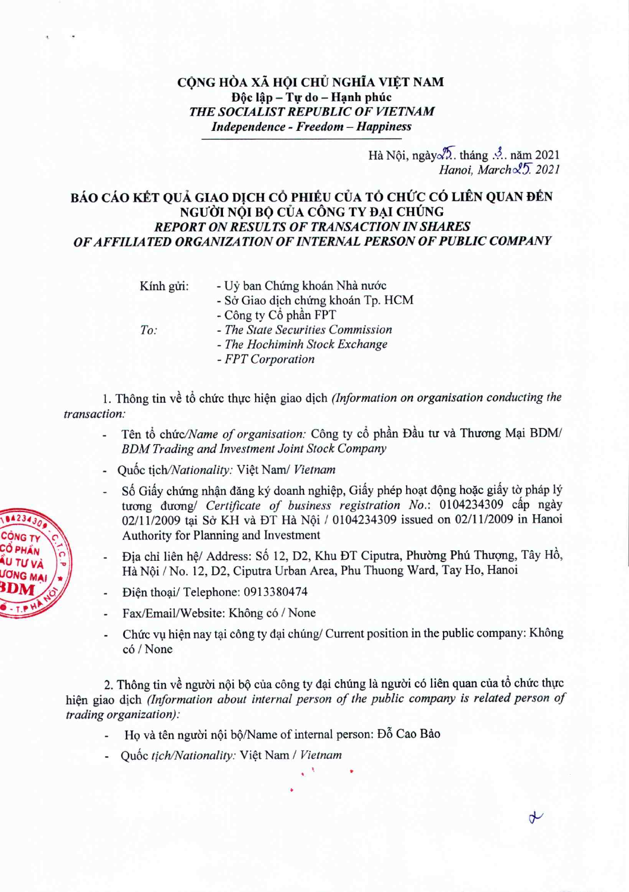**CỘNG HÒA XÃ HỘI CHỦ NGHĨA VIỆT NAM**
**Độc lập – Tự do – Hạnh phúc**
***THE SOCIALIST REPUBLIC OF VIETNAM***
***Independence - Freedom – Happiness***

Hà Nội, ngày 25 tháng 3 năm 2021
*Hanoi, March 25 2021*

# BÁO CÁO KẾT QUẢ GIAO DỊCH CỔ PHIẾU CỦA TỔ CHỨC CÓ LIÊN QUAN ĐẾN NGƯỜI NỘI BỘ CỦA CÔNG TY ĐẠI CHÚNG
## *REPORT ON RESULTS OF TRANSACTION IN SHARES OF AFFILIATED ORGANIZATION OF INTERNAL PERSON OF PUBLIC COMPANY*

Kính gửi:
- Uỷ ban Chứng khoán Nhà nước
- Sở Giao dịch chứng khoán Tp. HCM
- Công ty Cổ phần FPT

*To:*
- *The State Securities Commission*
- *The Hochiminh Stock Exchange*
- *FPT Corporation*

1. Thông tin về tổ chức thực hiện giao dịch *(Information on organisation conducting the transaction:*

- Tên tổ chức/*Name of organisation:* Công ty cổ phần Đầu tư và Thương Mại BDM/ *BDM Trading and Investment Joint Stock Company*
- Quốc tịch/*Nationality:* Việt Nam/ *Vietnam*
- Số Giấy chứng nhận đăng ký doanh nghiệp, Giấy phép hoạt động hoặc giấy tờ pháp lý tương đương/ *Certificate of business registration No.*: 0104234309 cấp ngày 02/11/2009 tại Sở KH và ĐT Hà Nội / 0104234309 issued on 02/11/2009 in Hanoi Authority for Planning and Investment
- Địa chỉ liên hệ/ Address: Số 12, D2, Khu ĐT Ciputra, Phường Phú Thượng, Tây Hồ, Hà Nội / No. 12, D2, Ciputra Urban Area, Phu Thuong Ward, Tay Ho, Hanoi
- Điện thoại/ Telephone: 0913380474
- Fax/Email/Website: Không có / None
- Chức vụ hiện nay tại công ty đại chúng/ Current position in the public company: Không có / None

2. Thông tin về người nội bộ của công ty đại chúng là người có liên quan của tổ chức thực hiện giao dịch *(Information about internal person of the public company is related person of trading organization):*

- Họ và tên người nội bộ/Name of internal person: Đỗ Cao Bảo
- Quốc *tịch/Nationality:* Việt Nam / *Vietnam*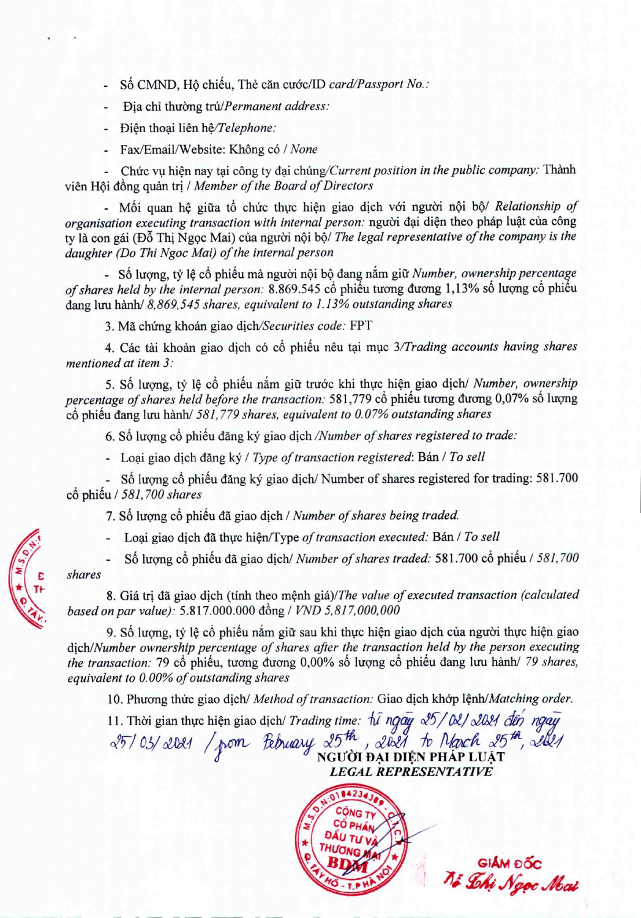- Số CMND, Hộ chiếu, Thẻ căn cước/ID *card/Passport No.:*
- Địa chỉ thường trú/*Permanent address:*
- Điện thoại liên hệ/*Telephone:*
- Fax/Email/Website: Không có / *None*
- Chức vụ hiện nay tại công ty đại chúng/*Current position in the public company:* Thành viên Hội đồng quản trị / *Member of the Board of Directors*
- Mối quan hệ giữa tổ chức thực hiện giao dịch với người nội bộ/ *Relationship of organisation executing transaction with internal person:* người đại diện theo pháp luật của công ty là con gái (Đỗ Thị Ngọc Mai) của người nội bộ/ *The legal representative of the company is the daughter (Do Thi Ngoc Mai) of the internal person*
- Số lượng, tỷ lệ cổ phiếu mà người nội bộ đang nắm giữ *Number, ownership percentage of shares held by the internal person:* 8.869.545 cổ phiếu tương đương 1,13% số lượng cổ phiếu đang lưu hành/ *8,869,545 shares, equivalent to 1.13% outstanding shares*

3. Mã chứng khoán giao dịch/*Securities code:* FPT

4. Các tài khoản giao dịch có cổ phiếu nêu tại mục 3/*Trading accounts having shares mentioned at item 3:*

5. Số lượng, tỷ lệ cổ phiếu nắm giữ trước khi thực hiện giao dịch/ *Number, ownership percentage of shares held before the transaction:* 581,779 cổ phiếu tương đương 0,07% số lượng cổ phiếu đang lưu hành/ *581,779 shares, equivalent to 0.07% outstanding shares*

6. Số lượng cổ phiếu đăng ký giao dịch /*Number of shares registered to trade:*

- Loại giao dịch đăng ký / *Type of transaction registered*: Bán / *To sell*
- Số lượng cổ phiếu đăng ký giao dịch/ Number of shares registered for trading: 581.700 cổ phiếu / *581,700 shares*

7. Số lượng cổ phiếu đã giao dịch / *Number of shares being traded.*

- Loại giao dịch đã thực hiện/Type *of transaction executed:* Bán / *To sell*
- Số lượng cổ phiếu đã giao dịch/ *Number of shares traded:* 581.700 cổ phiếu / *581,700 shares*

8. Giá trị đã giao dịch (tính theo mệnh giá)/*The value of executed transaction (calculated based on par value):* 5.817.000.000 đồng / *VND 5,817,000,000*

9. Số lượng, tỷ lệ cổ phiếu nắm giữ sau khi thực hiện giao dịch của người thực hiện giao dịch/*Number ownership percentage of shares after the transaction held by the person executing the transaction:* 79 cổ phiếu, tương đương 0,00% số lượng cổ phiếu đang lưu hành/ *79 shares, equivalent to 0.00% of outstanding shares*

10. Phương thức giao dịch/ *Method of transaction:* Giao dịch khớp lệnh/*Matching order.*

11. Thời gian thực hiện giao dịch/ *Trading time:* từ ngày 25/02/2021 đến ngày 25/03/2021 / from February 25th, 2021 to March 25th, 2021

**NGƯỜI ĐẠI DIỆN PHÁP LUẬT**
***LEGAL REPRESENTATIVE***

CÔNG TY CỔ PHẦN ĐẦU TƯ VÀ THƯƠNG MẠI BDM

GIÁM ĐỐC
Đỗ Thị Ngọc Mai